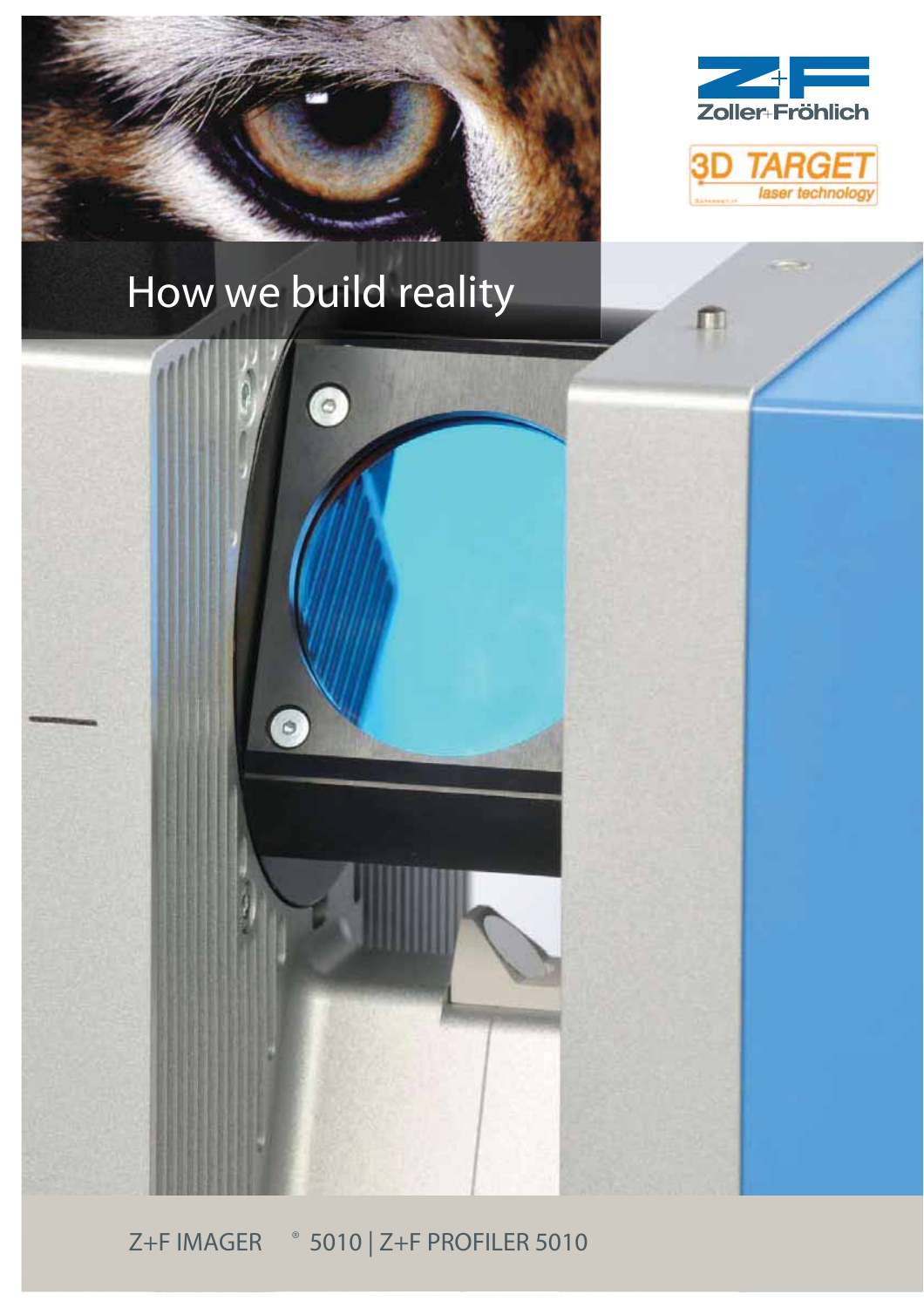Zoller+Fröhlich

3D TARGET laser technology

# How we build reality

Z+F IMAGER® 5010 | Z+F PROFILER 5010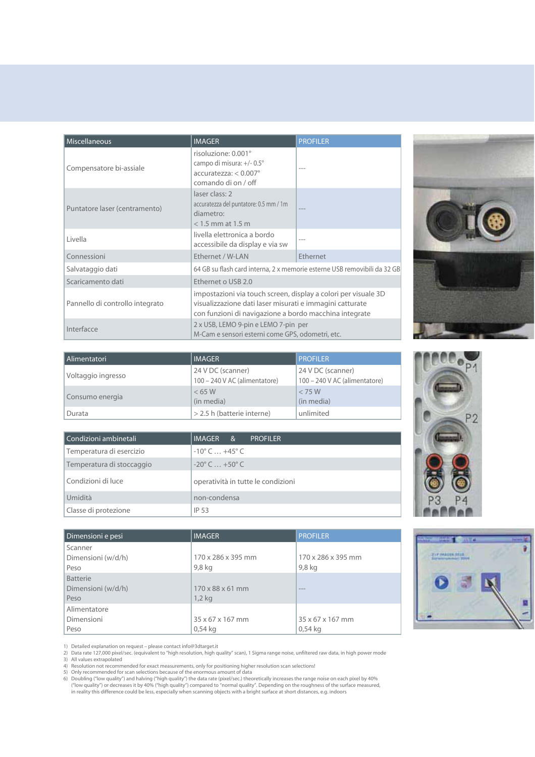| Miscellaneous | IMAGER | PROFILER |
| --- | --- | --- |
| Compensatore bi-assiale | risoluzione: 0.001°<br>campo di misura: +/- 0.5°<br>accuratezza: < 0.007°<br>comando di on / off | --- |
| Puntatore laser (centramento) | laser class: 2<br>accuratezza del puntatore: 0.5 mm / 1m<br>diametro:<br>< 1.5 mm at 1.5 m | --- |
| Livella | livella elettronica a bordo<br>accessibile da display e via sw | --- |
| Connessioni | Ethernet / W-LAN | Ethernet |
| Salvataggio dati | 64 GB su flash card interna, 2 x memorie esterne USB removibili da 32 GB | |
| Scaricamento dati | Ethernet o USB 2.0 | |
| Pannello di controllo integrato | impostazioni via touch screen, display a colori per visuale 3D visualizzazione dati laser misurati e immagini catturate con funzioni di navigazione a bordo macchina integrate | |
| Interfacce | 2 x USB, LEMO 9-pin e LEMO 7-pin per<br>M-Cam e sensori esterni come GPS, odometri, etc. | |

| Alimentatori | IMAGER | PROFILER |
| --- | --- | --- |
| Voltaggio ingresso | 24 V DC (scanner)<br>100 – 240 V AC (alimentatore) | 24 V DC (scanner)<br>100 – 240 V AC (alimentatore) |
| Consumo energia | < 65 W<br>(in media) | < 75 W<br>(in media) |
| Durata | > 2.5 h (batterie interne) | unlimited |

| Condizioni ambinetali | IMAGER & PROFILER |
| --- | --- |
| Temperatura di esercizio | -10° C … +45° C |
| Temperatura di stoccaggio | -20° C … +50° C |
| Condizioni di luce | operatività in tutte le condizioni |
| Umidità | non-condensa |
| Classe di protezione | IP 53 |

| Dimensioni e pesi | IMAGER | PROFILER |
| --- | --- | --- |
| Scanner<br>Dimensioni (w/d/h)<br>Peso | 170 x 286 x 395 mm<br>9,8 kg | 170 x 286 x 395 mm<br>9,8 kg |
| Batterie<br>Dimensioni (w/d/h)<br>Peso | 170 x 88 x 61 mm<br>1,2 kg | --- |
| Alimentatore<br>Dimensioni<br>Peso | 35 x 67 x 167 mm<br>0,54 kg | 35 x 67 x 167 mm<br>0,54 kg |

1) Detailed explanation on request – please contact info@3dtarget.it
2) Data rate 127,000 pixel/sec. (equivalent to "high resolution, high quality" scan), 1 Sigma range noise, unfiltered raw data, in high power mode
3) All values extrapolated
4) Resolution not recommended for exact measurements, only for positioning higher resolution scan selections!
5) Only recommended for scan selections because of the enormous amount of data
6) Doubling ("low quality") and halving ("high quality") the data rate (pixel/sec.) theoretically increases the range noise on each pixel by 40% ("low quality") or decreases it by 40% ("high quality") compared to "normal quality". Depending on the roughness of the surface measured, in reality this difference could be less, especially when scanning objects with a bright surface at short distances, e.g. indoors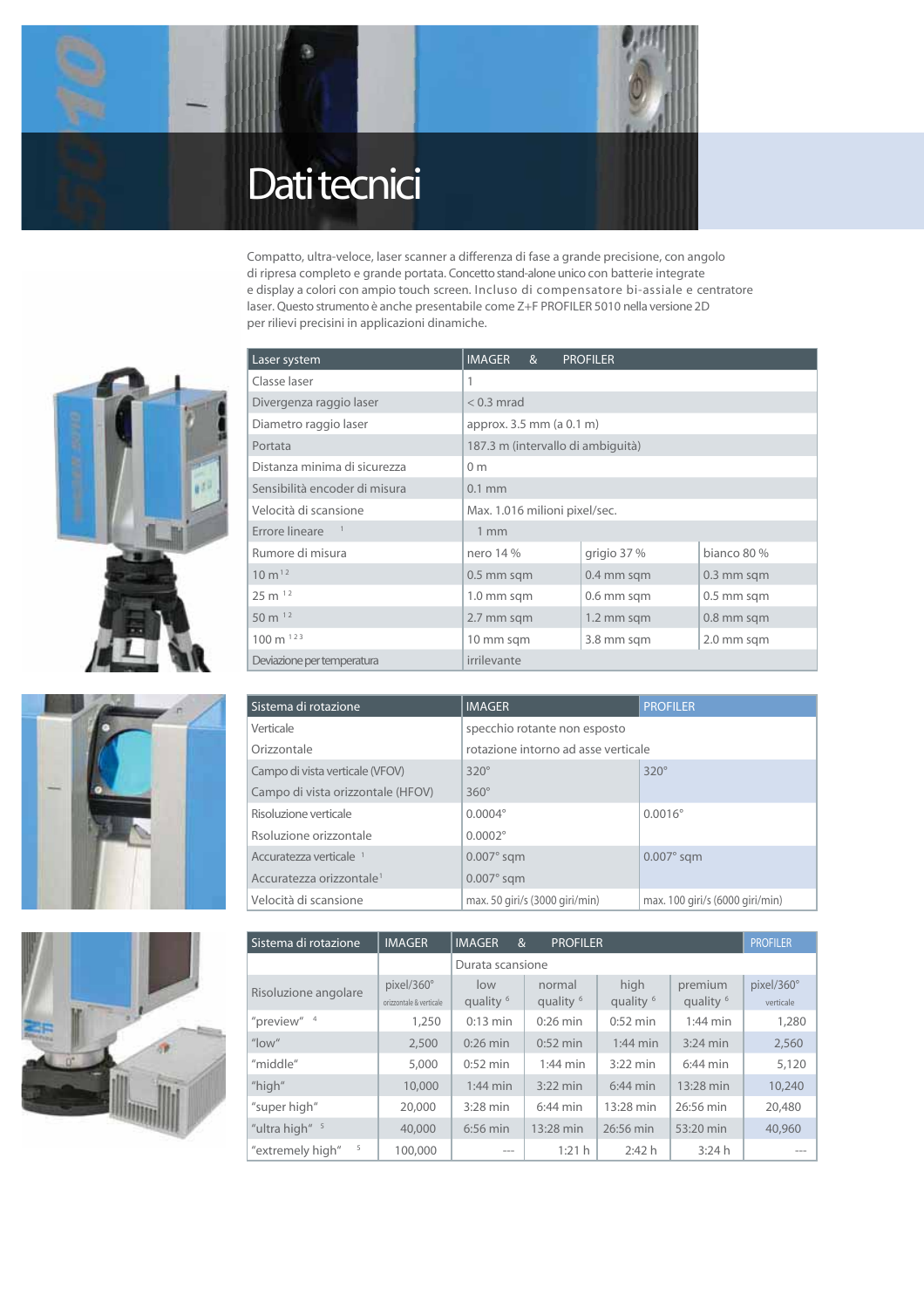# Dati tecnici

Compatto, ultra-veloce, laser scanner a differenza di fase a grande precisione, con angolo di ripresa completo e grande portata. Concetto stand-alone unico con batterie integrate e display a colori con ampio touch screen. Incluso di compensatore bi-assiale e centratore laser. Questo strumento è anche presentabile come Z+F PROFILER 5010 nella versione 2D per rilievi precisini in applicazioni dinamiche.

| Laser system | IMAGER & PROFILER | | |
|---|---|---|---|
| Classe laser | 1 | | |
| Divergenza raggio laser | < 0.3 mrad | | |
| Diametro raggio laser | approx. 3.5 mm (a 0.1 m) | | |
| Portata | 187.3 m (intervallo di ambiguità) | | |
| Distanza minima di sicurezza | 0 m | | |
| Sensibilità encoder di misura | 0.1 mm | | |
| Velocità di scansione | Max. 1.016 milioni pixel/sec. | | |
| Errore lineare [1] | 1 mm | | |
| Rumore di misura | nero 14 % | grigio 37 % | bianco 80 % |
| 10 m [1,2] | 0.5 mm sqm | 0.4 mm sqm | 0.3 mm sqm |
| 25 m [1,2] | 1.0 mm sqm | 0.6 mm sqm | 0.5 mm sqm |
| 50 m [1,2] | 2.7 mm sqm | 1.2 mm sqm | 0.8 mm sqm |
| 100 m [1,2,3] | 10 mm sqm | 3.8 mm sqm | 2.0 mm sqm |
| Deviazione per temperatura | irrilevante | | |

| Sistema di rotazione | IMAGER | PROFILER |
|---|---|---|
| Verticale | specchio rotante non esposto | |
| Orizzontale | rotazione intorno ad asse verticale | |
| Campo di vista verticale (VFOV) | 320° | 320° |
| Campo di vista orizzontale (HFOV) | 360° | |
| Risoluzione verticale | 0.0004° | 0.0016° |
| Rsoluzione orizzontale | 0.0002° | |
| Accuratezza verticale [1] | 0.007° sqm | 0.007° sqm |
| Accuratezza orizzontale [1] | 0.007° sqm | |
| Velocità di scansione | max. 50 giri/s (3000 giri/min) | max. 100 giri/s (6000 giri/min) |

| Sistema di rotazione | IMAGER | IMAGER & PROFILER | | | | PROFILER |
|---|---|---|---|---|---|---|
| | | Durata scansione | | | | |
| Risoluzione angolare | pixel/360° orizzontale & verticale | low quality [6] | normal quality [6] | high quality [6] | premium quality [6] | pixel/360° verticale |
| "preview" [4] | 1,250 | 0:13 min | 0:26 min | 0:52 min | 1:44 min | 1,280 |
| "low" | 2,500 | 0:26 min | 0:52 min | 1:44 min | 3:24 min | 2,560 |
| "middle" | 5,000 | 0:52 min | 1:44 min | 3:22 min | 6:44 min | 5,120 |
| "high" | 10,000 | 1:44 min | 3:22 min | 6:44 min | 13:28 min | 10,240 |
| "super high" | 20,000 | 3:28 min | 6:44 min | 13:28 min | 26:56 min | 20,480 |
| "ultra high" [5] | 40,000 | 6:56 min | 13:28 min | 26:56 min | 53:20 min | 40,960 |
| "extremely high" [5] | 100,000 | --- | 1:21 h | 2:42 h | 3:24 h | --- |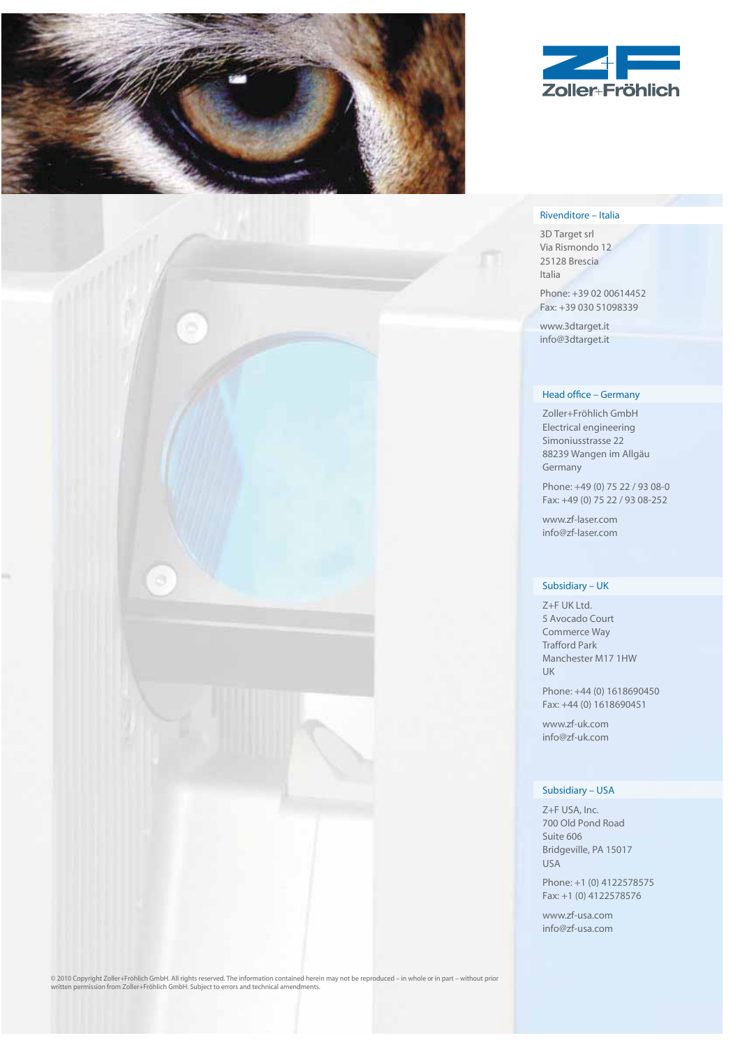Zoller+Fröhlich

## Rivenditore – Italia

3D Target srl
Via Rismondo 12
25128 Brescia
Italia

Phone: +39 02 00614452
Fax: +39 030 51098339

www.3dtarget.it
info@3dtarget.it

## Head office – Germany

Zoller+Fröhlich GmbH
Electrical engineering
Simoniusstrasse 22
88239 Wangen im Allgäu
Germany

Phone: +49 (0) 75 22 / 93 08-0
Fax: +49 (0) 75 22 / 93 08-252

www.zf-laser.com
info@zf-laser.com

## Subsidiary – UK

Z+F UK Ltd.
5 Avocado Court
Commerce Way
Trafford Park
Manchester M17 1HW
UK

Phone: +44 (0) 1618690450
Fax: +44 (0) 1618690451

www.zf-uk.com
info@zf-uk.com

## Subsidiary – USA

Z+F USA, Inc.
700 Old Pond Road
Suite 606
Bridgeville, PA 15017
USA

Phone: +1 (0) 4122578575
Fax: +1 (0) 4122578576

www.zf-usa.com
info@zf-usa.com

© 2010 Copyright Zoller+Fröhlich GmbH. All rights reserved. The information contained herein may not be reproduced – in whole or in part – without prior written permission from Zoller+Fröhlich GmbH. Subject to errors and technical amendments.